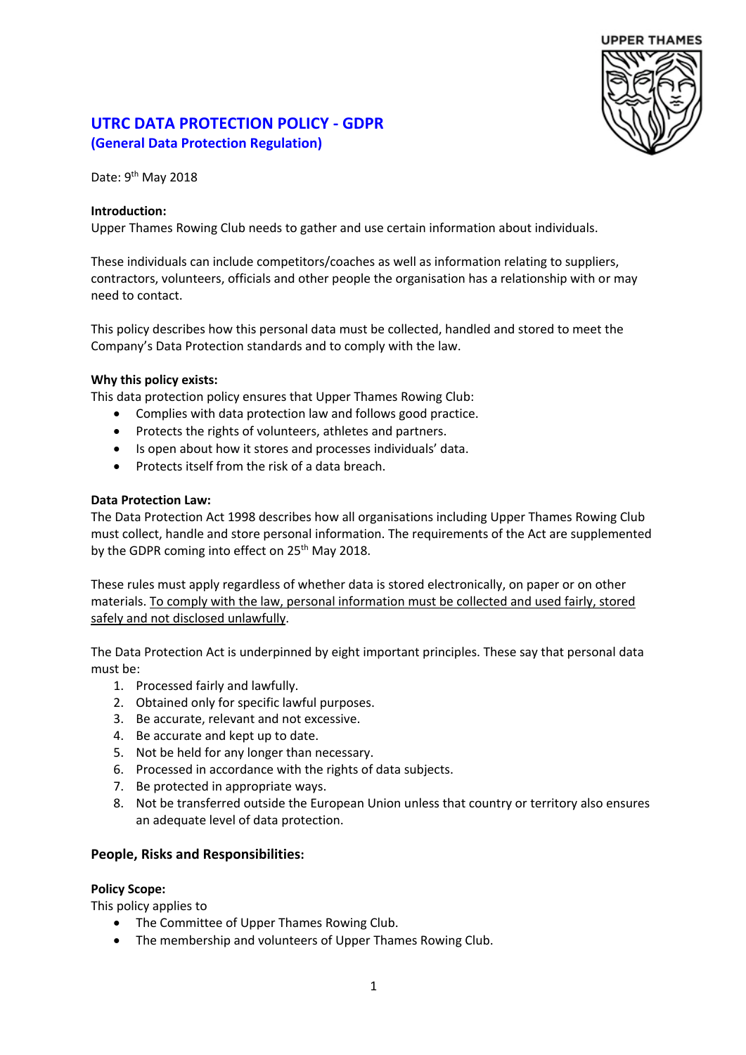# UTRC DATA PROTECTION POLICY - GDPR

## (General Data Protection Regulation)

Date: 9th May 2018

**Introduction:**

Upper Thames Rowing Club needs to gather and use certain information about individuals.

These individuals can include competitors/coaches as well as information relating to suppliers, contractors, volunteers, officials and other people the organisation has a relationship with or may need to contact.

This policy describes how this personal data must be collected, handled and stored to meet the Company's Data Protection standards and to comply with the law.

**Why this policy exists:**

This data protection policy ensures that Upper Thames Rowing Club:

- Complies with data protection law and follows good practice.
- Protects the rights of volunteers, athletes and partners.
- Is open about how it stores and processes individuals' data.
- Protects itself from the risk of a data breach.

**Data Protection Law:**

The Data Protection Act 1998 describes how all organisations including Upper Thames Rowing Club must collect, handle and store personal information. The requirements of the Act are supplemented by the GDPR coming into effect on 25th May 2018.

These rules must apply regardless of whether data is stored electronically, on paper or on other materials. <u>To comply with the law, personal information must be collected and used fairly, stored safely and not disclosed unlawfully</u>.

The Data Protection Act is underpinned by eight important principles. These say that personal data must be:

1. Processed fairly and lawfully.
2. Obtained only for specific lawful purposes.
3. Be accurate, relevant and not excessive.
4. Be accurate and kept up to date.
5. Not be held for any longer than necessary.
6. Processed in accordance with the rights of data subjects.
7. Be protected in appropriate ways.
8. Not be transferred outside the European Union unless that country or territory also ensures an adequate level of data protection.

### People, Risks and Responsibilities:

**Policy Scope:**

This policy applies to

- The Committee of Upper Thames Rowing Club.
- The membership and volunteers of Upper Thames Rowing Club.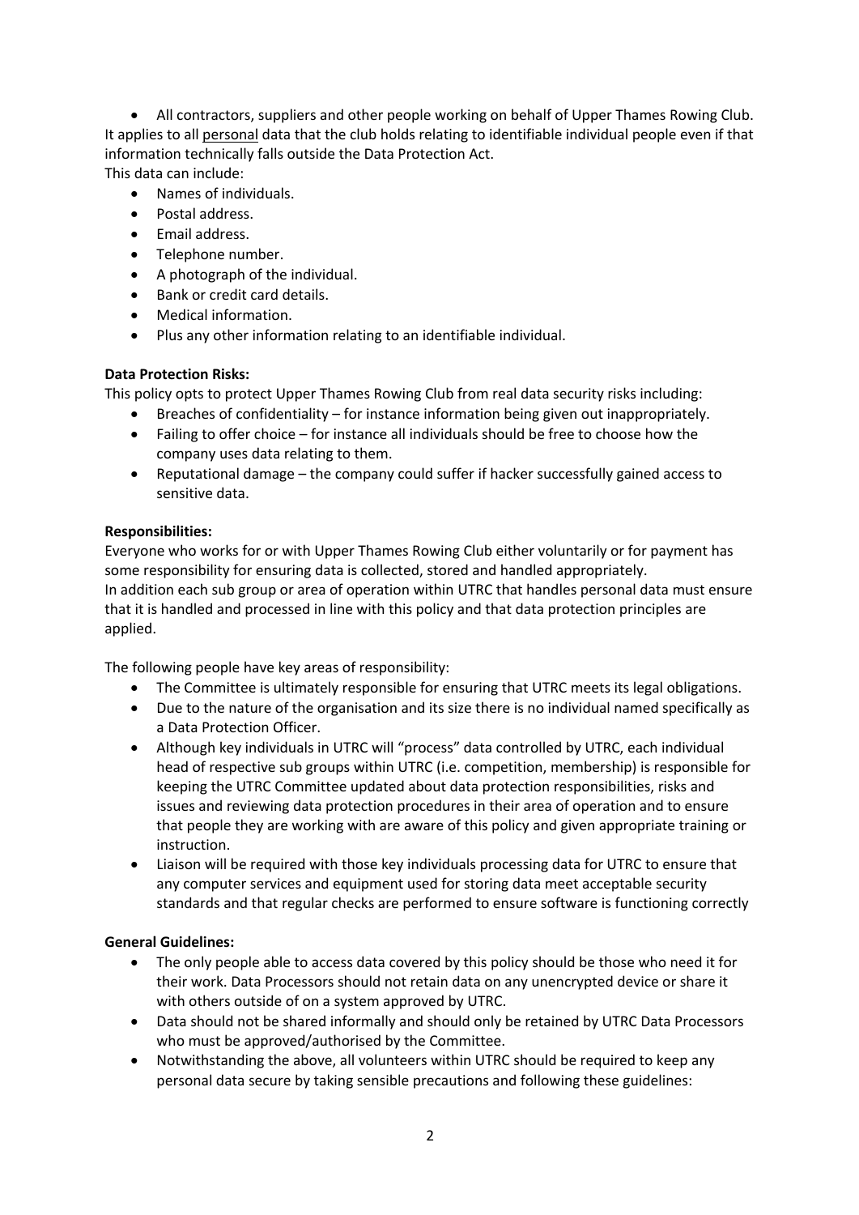- All contractors, suppliers and other people working on behalf of Upper Thames Rowing Club.

It applies to all personal data that the club holds relating to identifiable individual people even if that information technically falls outside the Data Protection Act.

This data can include:

- Names of individuals.
- Postal address.
- Email address.
- Telephone number.
- A photograph of the individual.
- Bank or credit card details.
- Medical information.
- Plus any other information relating to an identifiable individual.

**Data Protection Risks:**

This policy opts to protect Upper Thames Rowing Club from real data security risks including:

- Breaches of confidentiality – for instance information being given out inappropriately.
- Failing to offer choice – for instance all individuals should be free to choose how the company uses data relating to them.
- Reputational damage – the company could suffer if hacker successfully gained access to sensitive data.

**Responsibilities:**

Everyone who works for or with Upper Thames Rowing Club either voluntarily or for payment has some responsibility for ensuring data is collected, stored and handled appropriately.

In addition each sub group or area of operation within UTRC that handles personal data must ensure that it is handled and processed in line with this policy and that data protection principles are applied.

The following people have key areas of responsibility:

- The Committee is ultimately responsible for ensuring that UTRC meets its legal obligations.
- Due to the nature of the organisation and its size there is no individual named specifically as a Data Protection Officer.
- Although key individuals in UTRC will "process" data controlled by UTRC, each individual head of respective sub groups within UTRC (i.e. competition, membership) is responsible for keeping the UTRC Committee updated about data protection responsibilities, risks and issues and reviewing data protection procedures in their area of operation and to ensure that people they are working with are aware of this policy and given appropriate training or instruction.
- Liaison will be required with those key individuals processing data for UTRC to ensure that any computer services and equipment used for storing data meet acceptable security standards and that regular checks are performed to ensure software is functioning correctly

**General Guidelines:**

- The only people able to access data covered by this policy should be those who need it for their work. Data Processors should not retain data on any unencrypted device or share it with others outside of on a system approved by UTRC.
- Data should not be shared informally and should only be retained by UTRC Data Processors who must be approved/authorised by the Committee.
- Notwithstanding the above, all volunteers within UTRC should be required to keep any personal data secure by taking sensible precautions and following these guidelines: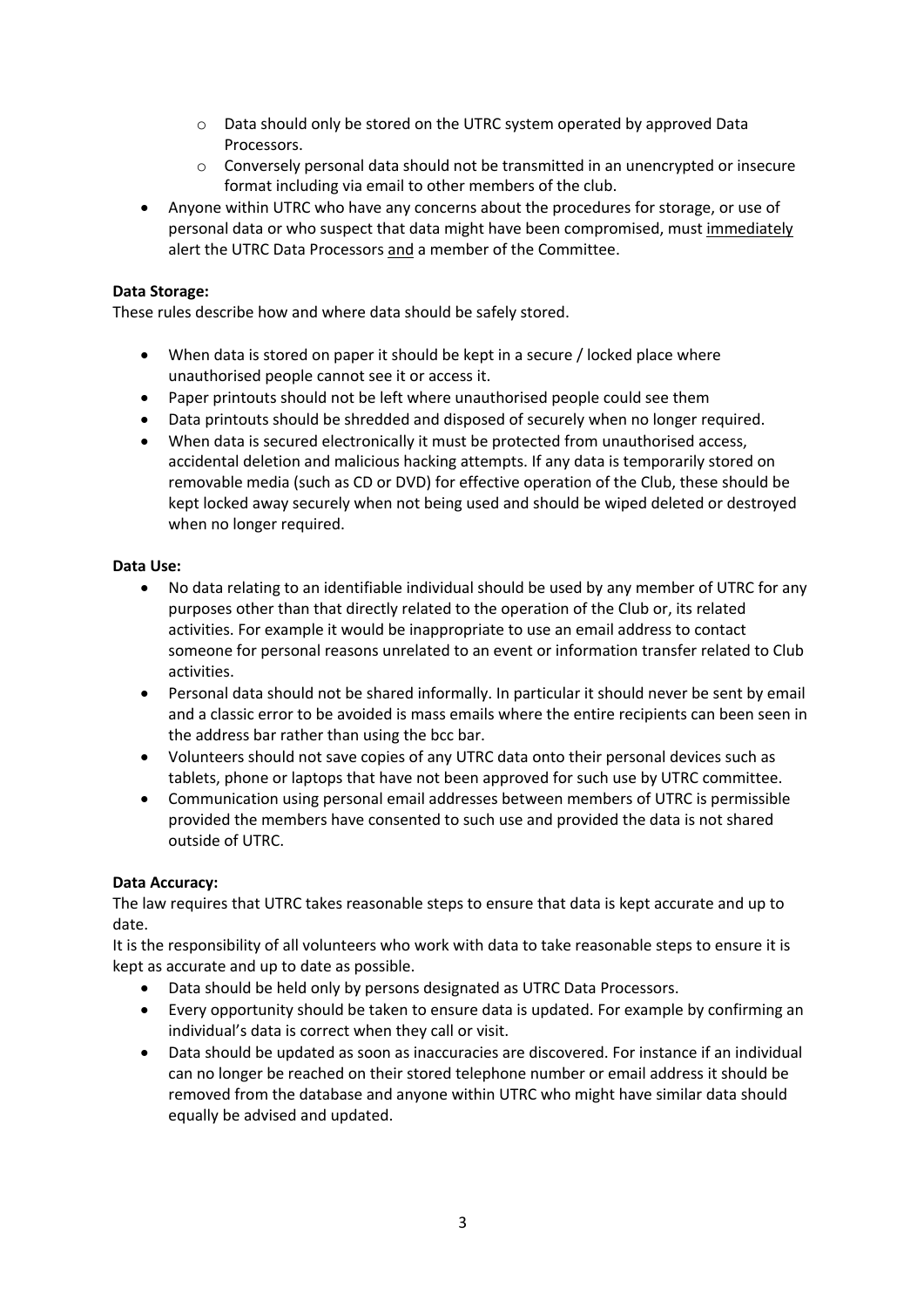- Data should only be stored on the UTRC system operated by approved Data Processors.
  - Conversely personal data should not be transmitted in an unencrypted or insecure format including via email to other members of the club.
- Anyone within UTRC who have any concerns about the procedures for storage, or use of personal data or who suspect that data might have been compromised, must <u>immediately</u> alert the UTRC Data Processors <u>and</u> a member of the Committee.

**Data Storage:**
These rules describe how and where data should be safely stored.

- When data is stored on paper it should be kept in a secure / locked place where unauthorised people cannot see it or access it.
- Paper printouts should not be left where unauthorised people could see them
- Data printouts should be shredded and disposed of securely when no longer required.
- When data is secured electronically it must be protected from unauthorised access, accidental deletion and malicious hacking attempts. If any data is temporarily stored on removable media (such as CD or DVD) for effective operation of the Club, these should be kept locked away securely when not being used and should be wiped deleted or destroyed when no longer required.

**Data Use:**

- No data relating to an identifiable individual should be used by any member of UTRC for any purposes other than that directly related to the operation of the Club or, its related activities. For example it would be inappropriate to use an email address to contact someone for personal reasons unrelated to an event or information transfer related to Club activities.
- Personal data should not be shared informally. In particular it should never be sent by email and a classic error to be avoided is mass emails where the entire recipients can been seen in the address bar rather than using the bcc bar.
- Volunteers should not save copies of any UTRC data onto their personal devices such as tablets, phone or laptops that have not been approved for such use by UTRC committee.
- Communication using personal email addresses between members of UTRC is permissible provided the members have consented to such use and provided the data is not shared outside of UTRC.

**Data Accuracy:**
The law requires that UTRC takes reasonable steps to ensure that data is kept accurate and up to date.
It is the responsibility of all volunteers who work with data to take reasonable steps to ensure it is kept as accurate and up to date as possible.

- Data should be held only by persons designated as UTRC Data Processors.
- Every opportunity should be taken to ensure data is updated. For example by confirming an individual's data is correct when they call or visit.
- Data should be updated as soon as inaccuracies are discovered. For instance if an individual can no longer be reached on their stored telephone number or email address it should be removed from the database and anyone within UTRC who might have similar data should equally be advised and updated.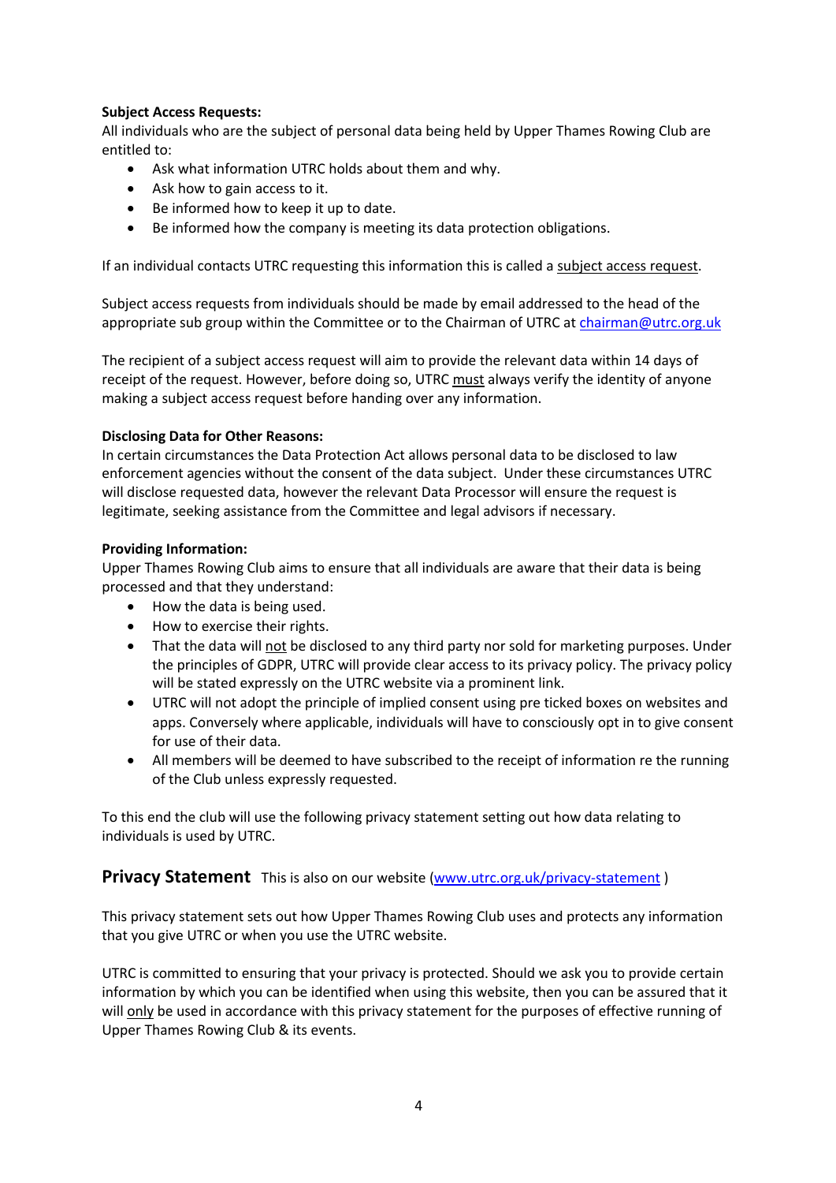**Subject Access Requests:**

All individuals who are the subject of personal data being held by Upper Thames Rowing Club are entitled to:

- Ask what information UTRC holds about them and why.
- Ask how to gain access to it.
- Be informed how to keep it up to date.
- Be informed how the company is meeting its data protection obligations.

If an individual contacts UTRC requesting this information this is called a <u>subject access request</u>.

Subject access requests from individuals should be made by email addressed to the head of the appropriate sub group within the Committee or to the Chairman of UTRC at [chairman@utrc.org.uk](mailto:chairman@utrc.org.uk)

The recipient of a subject access request will aim to provide the relevant data within 14 days of receipt of the request. However, before doing so, UTRC <u>must</u> always verify the identity of anyone making a subject access request before handing over any information.

**Disclosing Data for Other Reasons:**

In certain circumstances the Data Protection Act allows personal data to be disclosed to law enforcement agencies without the consent of the data subject. Under these circumstances UTRC will disclose requested data, however the relevant Data Processor will ensure the request is legitimate, seeking assistance from the Committee and legal advisors if necessary.

**Providing Information:**

Upper Thames Rowing Club aims to ensure that all individuals are aware that their data is being processed and that they understand:

- How the data is being used.
- How to exercise their rights.
- That the data will <u>not</u> be disclosed to any third party nor sold for marketing purposes. Under the principles of GDPR, UTRC will provide clear access to its privacy policy. The privacy policy will be stated expressly on the UTRC website via a prominent link.
- UTRC will not adopt the principle of implied consent using pre ticked boxes on websites and apps. Conversely where applicable, individuals will have to consciously opt in to give consent for use of their data.
- All members will be deemed to have subscribed to the receipt of information re the running of the Club unless expressly requested.

To this end the club will use the following privacy statement setting out how data relating to individuals is used by UTRC.

## Privacy Statement

This is also on our website ([www.utrc.org.uk/privacy-statement](http://www.utrc.org.uk/privacy-statement) )

This privacy statement sets out how Upper Thames Rowing Club uses and protects any information that you give UTRC or when you use the UTRC website.

UTRC is committed to ensuring that your privacy is protected. Should we ask you to provide certain information by which you can be identified when using this website, then you can be assured that it will <u>only</u> be used in accordance with this privacy statement for the purposes of effective running of Upper Thames Rowing Club & its events.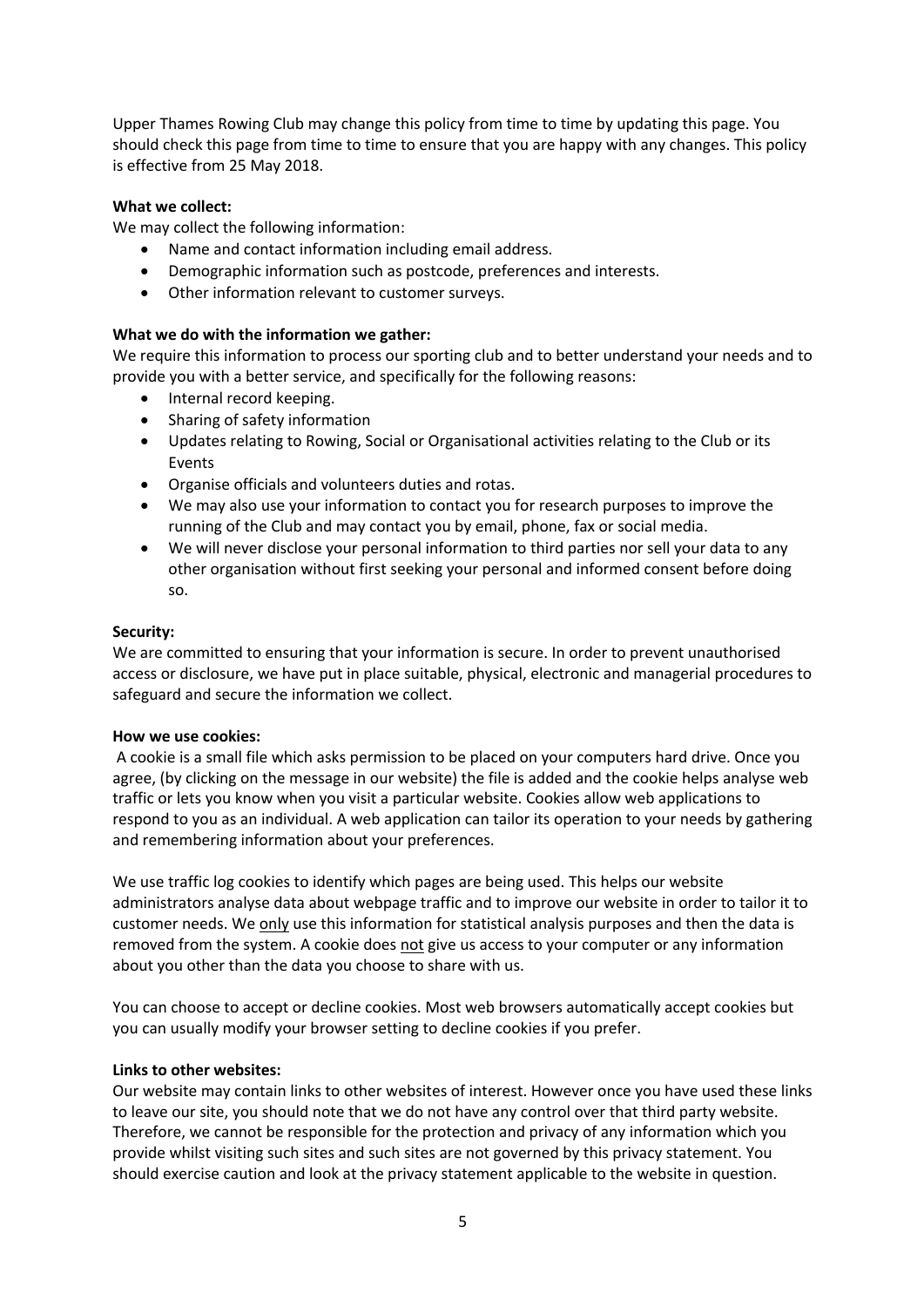Upper Thames Rowing Club may change this policy from time to time by updating this page. You should check this page from time to time to ensure that you are happy with any changes. This policy is effective from 25 May 2018.

**What we collect:**

We may collect the following information:

- Name and contact information including email address.
- Demographic information such as postcode, preferences and interests.
- Other information relevant to customer surveys.

**What we do with the information we gather:**

We require this information to process our sporting club and to better understand your needs and to provide you with a better service, and specifically for the following reasons:

- Internal record keeping.
- Sharing of safety information
- Updates relating to Rowing, Social or Organisational activities relating to the Club or its Events
- Organise officials and volunteers duties and rotas.
- We may also use your information to contact you for research purposes to improve the running of the Club and may contact you by email, phone, fax or social media.
- We will never disclose your personal information to third parties nor sell your data to any other organisation without first seeking your personal and informed consent before doing so.

**Security:**

We are committed to ensuring that your information is secure. In order to prevent unauthorised access or disclosure, we have put in place suitable, physical, electronic and managerial procedures to safeguard and secure the information we collect.

**How we use cookies:**

A cookie is a small file which asks permission to be placed on your computers hard drive. Once you agree, (by clicking on the message in our website) the file is added and the cookie helps analyse web traffic or lets you know when you visit a particular website. Cookies allow web applications to respond to you as an individual. A web application can tailor its operation to your needs by gathering and remembering information about your preferences.

We use traffic log cookies to identify which pages are being used. This helps our website administrators analyse data about webpage traffic and to improve our website in order to tailor it to customer needs. We <u>only</u> use this information for statistical analysis purposes and then the data is removed from the system. A cookie does <u>not</u> give us access to your computer or any information about you other than the data you choose to share with us.

You can choose to accept or decline cookies. Most web browsers automatically accept cookies but you can usually modify your browser setting to decline cookies if you prefer.

**Links to other websites:**

Our website may contain links to other websites of interest. However once you have used these links to leave our site, you should note that we do not have any control over that third party website. Therefore, we cannot be responsible for the protection and privacy of any information which you provide whilst visiting such sites and such sites are not governed by this privacy statement. You should exercise caution and look at the privacy statement applicable to the website in question.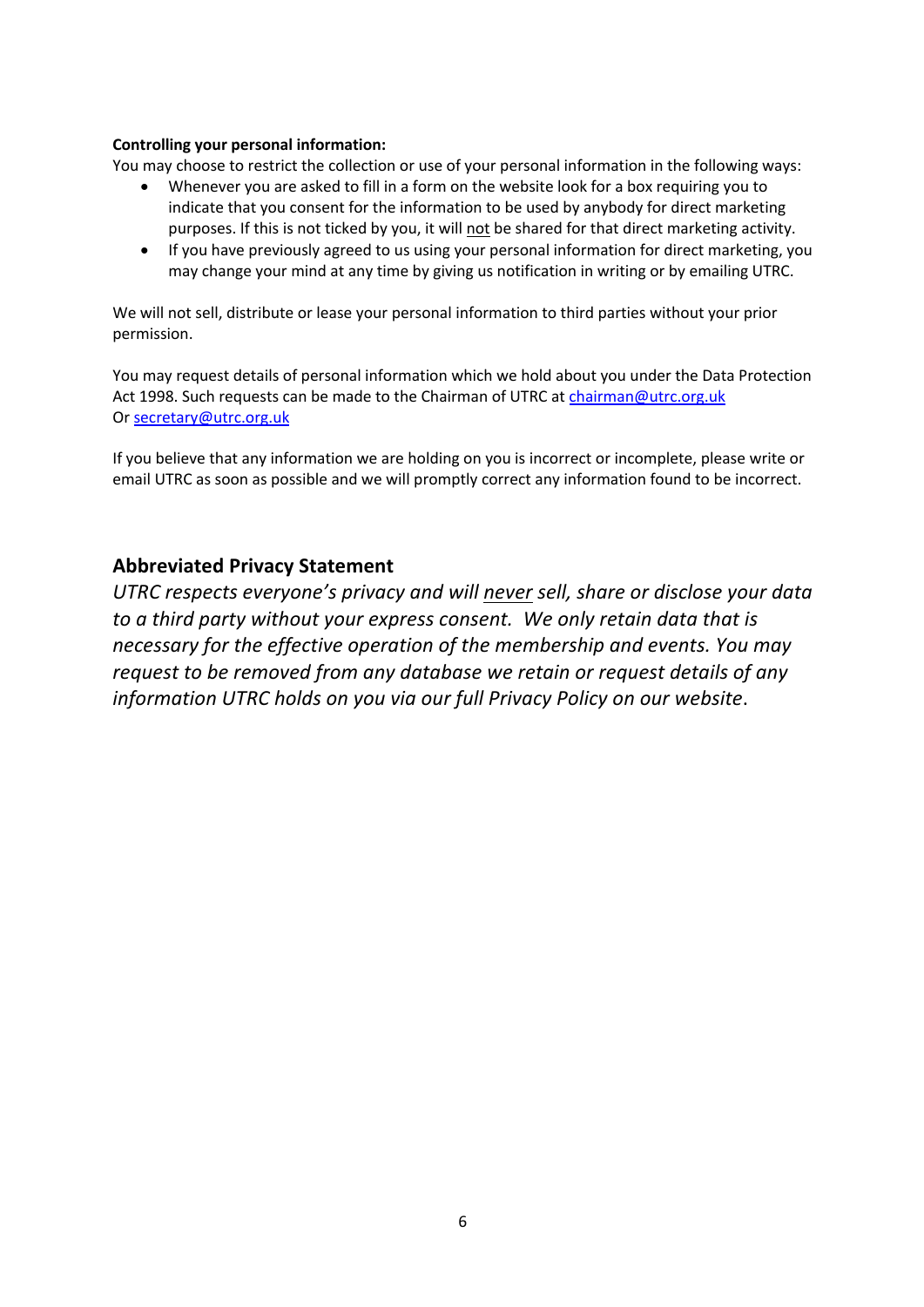**Controlling your personal information:**

You may choose to restrict the collection or use of your personal information in the following ways:

- Whenever you are asked to fill in a form on the website look for a box requiring you to indicate that you consent for the information to be used by anybody for direct marketing purposes. If this is not ticked by you, it will <u>not</u> be shared for that direct marketing activity.
- If you have previously agreed to us using your personal information for direct marketing, you may change your mind at any time by giving us notification in writing or by emailing UTRC.

We will not sell, distribute or lease your personal information to third parties without your prior permission.

You may request details of personal information which we hold about you under the Data Protection Act 1998. Such requests can be made to the Chairman of UTRC at chairman@utrc.org.uk
Or secretary@utrc.org.uk

If you believe that any information we are holding on you is incorrect or incomplete, please write or email UTRC as soon as possible and we will promptly correct any information found to be incorrect.

## Abbreviated Privacy Statement

*UTRC respects everyone's privacy and will <u>never</u> sell, share or disclose your data to a third party without your express consent. We only retain data that is necessary for the effective operation of the membership and events. You may request to be removed from any database we retain or request details of any information UTRC holds on you via our full Privacy Policy on our website*.